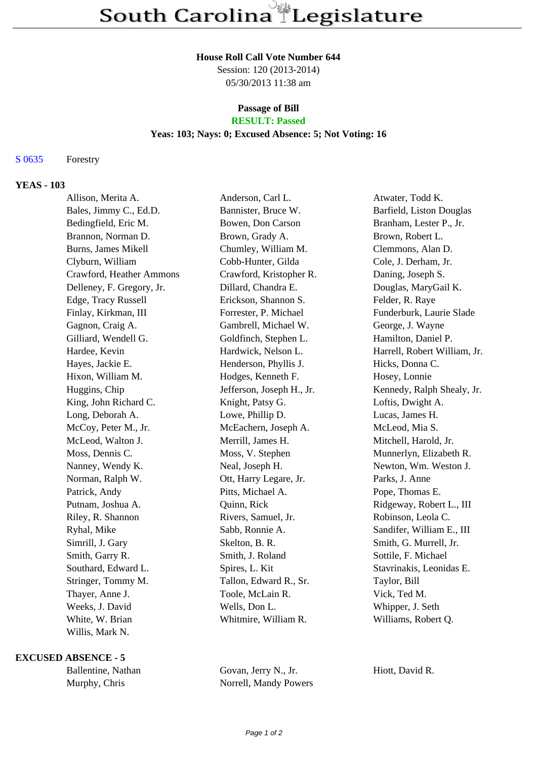# South Carolina Legislature

**House Roll Call Vote Number 644**
Session: 120 (2013-2014)
05/30/2013 11:38 am

**Passage of Bill**
**RESULT: Passed**
**Yeas: 103; Nays: 0; Excused Absence: 5; Not Voting: 16**

S 0635 Forestry

## YEAS - 103

| | | |
|---|---|---|
| Allison, Merita A. | Anderson, Carl L. | Atwater, Todd K. |
| Bales, Jimmy C., Ed.D. | Bannister, Bruce W. | Barfield, Liston Douglas |
| Bedingfield, Eric M. | Bowen, Don Carson | Branham, Lester P., Jr. |
| Brannon, Norman D. | Brown, Grady A. | Brown, Robert L. |
| Burns, James Mikell | Chumley, William M. | Clemmons, Alan D. |
| Clyburn, William | Cobb-Hunter, Gilda | Cole, J. Derham, Jr. |
| Crawford, Heather Ammons | Crawford, Kristopher R. | Daning, Joseph S. |
| Delleney, F. Gregory, Jr. | Dillard, Chandra E. | Douglas, MaryGail K. |
| Edge, Tracy Russell | Erickson, Shannon S. | Felder, R. Raye |
| Finlay, Kirkman, III | Forrester, P. Michael | Funderburk, Laurie Slade |
| Gagnon, Craig A. | Gambrell, Michael W. | George, J. Wayne |
| Gilliard, Wendell G. | Goldfinch, Stephen L. | Hamilton, Daniel P. |
| Hardee, Kevin | Hardwick, Nelson L. | Harrell, Robert William, Jr. |
| Hayes, Jackie E. | Henderson, Phyllis J. | Hicks, Donna C. |
| Hixon, William M. | Hodges, Kenneth F. | Hosey, Lonnie |
| Huggins, Chip | Jefferson, Joseph H., Jr. | Kennedy, Ralph Shealy, Jr. |
| King, John Richard C. | Knight, Patsy G. | Loftis, Dwight A. |
| Long, Deborah A. | Lowe, Phillip D. | Lucas, James H. |
| McCoy, Peter M., Jr. | McEachern, Joseph A. | McLeod, Mia S. |
| McLeod, Walton J. | Merrill, James H. | Mitchell, Harold, Jr. |
| Moss, Dennis C. | Moss, V. Stephen | Munnerlyn, Elizabeth R. |
| Nanney, Wendy K. | Neal, Joseph H. | Newton, Wm. Weston J. |
| Norman, Ralph W. | Ott, Harry Legare, Jr. | Parks, J. Anne |
| Patrick, Andy | Pitts, Michael A. | Pope, Thomas E. |
| Putnam, Joshua A. | Quinn, Rick | Ridgeway, Robert L., III |
| Riley, R. Shannon | Rivers, Samuel, Jr. | Robinson, Leola C. |
| Ryhal, Mike | Sabb, Ronnie A. | Sandifer, William E., III |
| Simrill, J. Gary | Skelton, B. R. | Smith, G. Murrell, Jr. |
| Smith, Garry R. | Smith, J. Roland | Sottile, F. Michael |
| Southard, Edward L. | Spires, L. Kit | Stavrinakis, Leonidas E. |
| Stringer, Tommy M. | Tallon, Edward R., Sr. | Taylor, Bill |
| Thayer, Anne J. | Toole, McLain R. | Vick, Ted M. |
| Weeks, J. David | Wells, Don L. | Whipper, J. Seth |
| White, W. Brian | Whitmire, William R. | Williams, Robert Q. |
| Willis, Mark N. | | |

## EXCUSED ABSENCE - 5

| | | |
|---|---|---|
| Ballentine, Nathan | Govan, Jerry N., Jr. | Hiott, David R. |
| Murphy, Chris | Norrell, Mandy Powers | |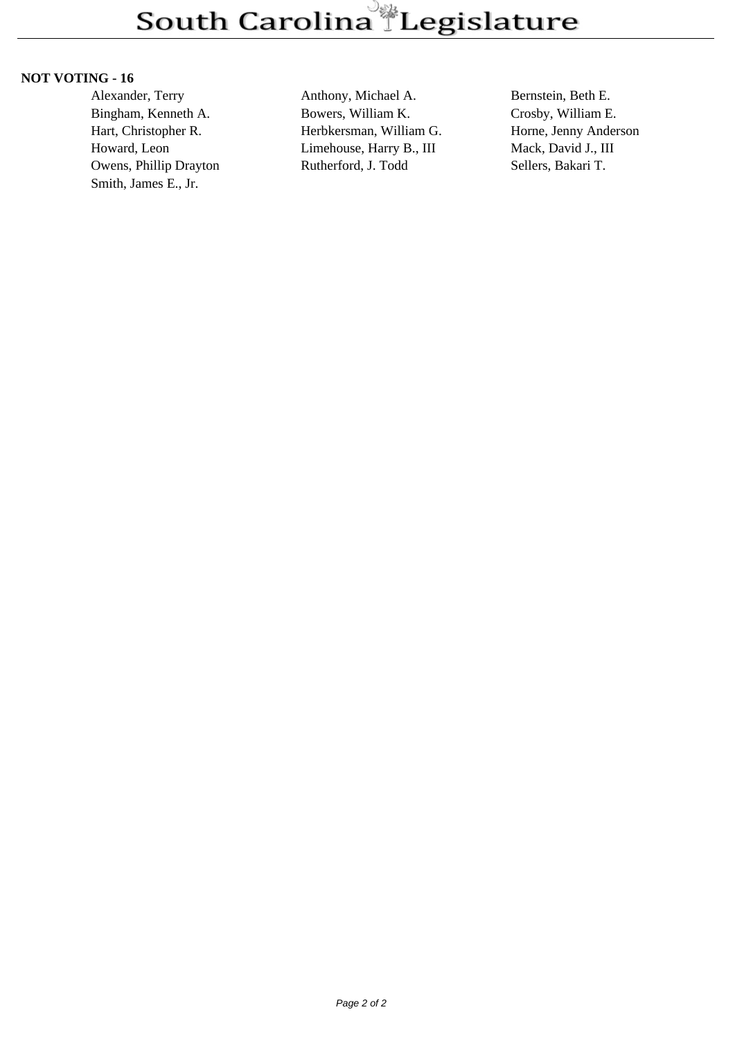**NOT VOTING - 16**

| | | |
|---|---|---|
| Alexander, Terry | Anthony, Michael A. | Bernstein, Beth E. |
| Bingham, Kenneth A. | Bowers, William K. | Crosby, William E. |
| Hart, Christopher R. | Herbkersman, William G. | Horne, Jenny Anderson |
| Howard, Leon | Limehouse, Harry B., III | Mack, David J., III |
| Owens, Phillip Drayton | Rutherford, J. Todd | Sellers, Bakari T. |
| Smith, James E., Jr. | | |